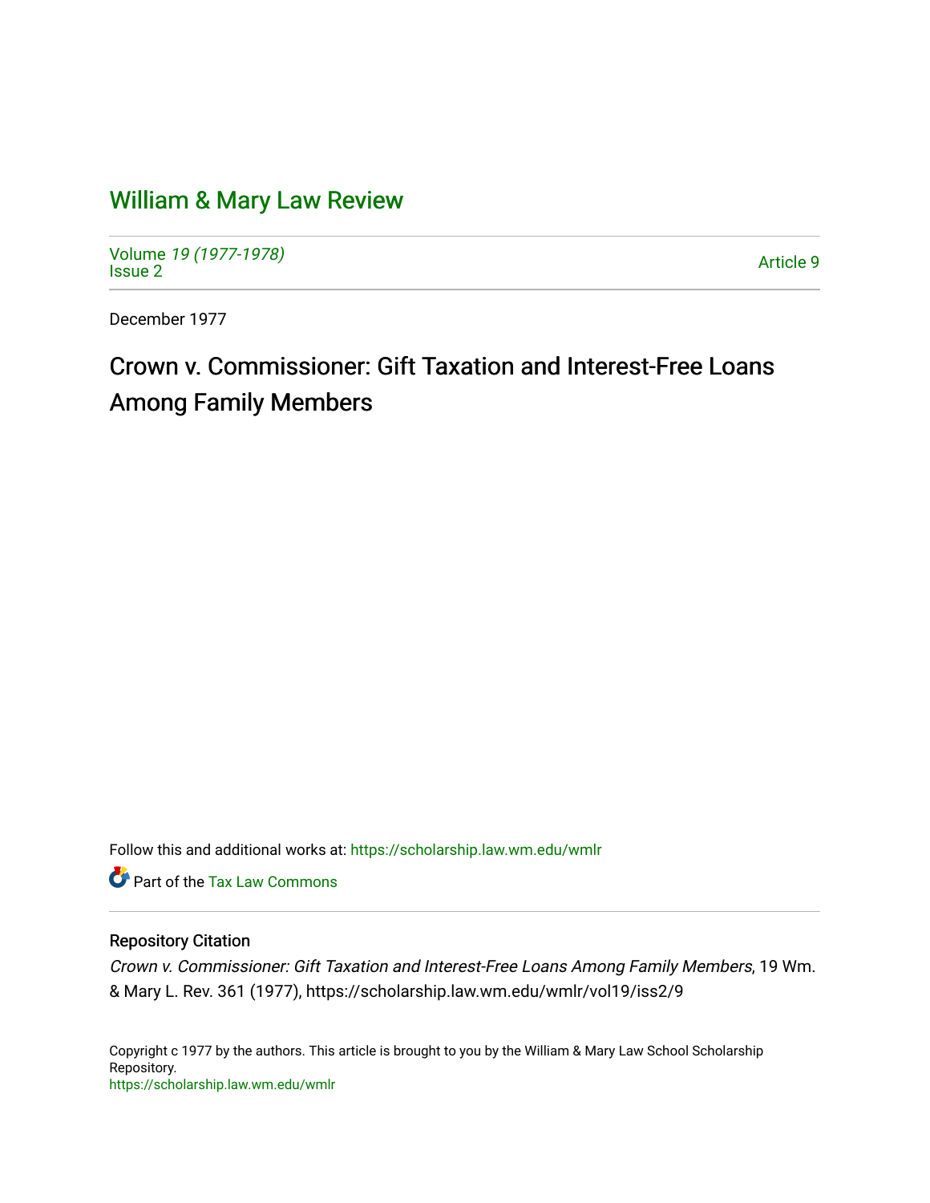# William & Mary Law Review

Volume *19 (1977-1978)*
Issue 2

Article 9

December 1977

## Crown v. Commissioner: Gift Taxation and Interest-Free Loans Among Family Members

Follow this and additional works at: https://scholarship.law.wm.edu/wmlr

Part of the Tax Law Commons

### Repository Citation

*Crown v. Commissioner: Gift Taxation and Interest-Free Loans Among Family Members*, 19 Wm. & Mary L. Rev. 361 (1977), https://scholarship.law.wm.edu/wmlr/vol19/iss2/9

Copyright c 1977 by the authors. This article is brought to you by the William & Mary Law School Scholarship Repository.
https://scholarship.law.wm.edu/wmlr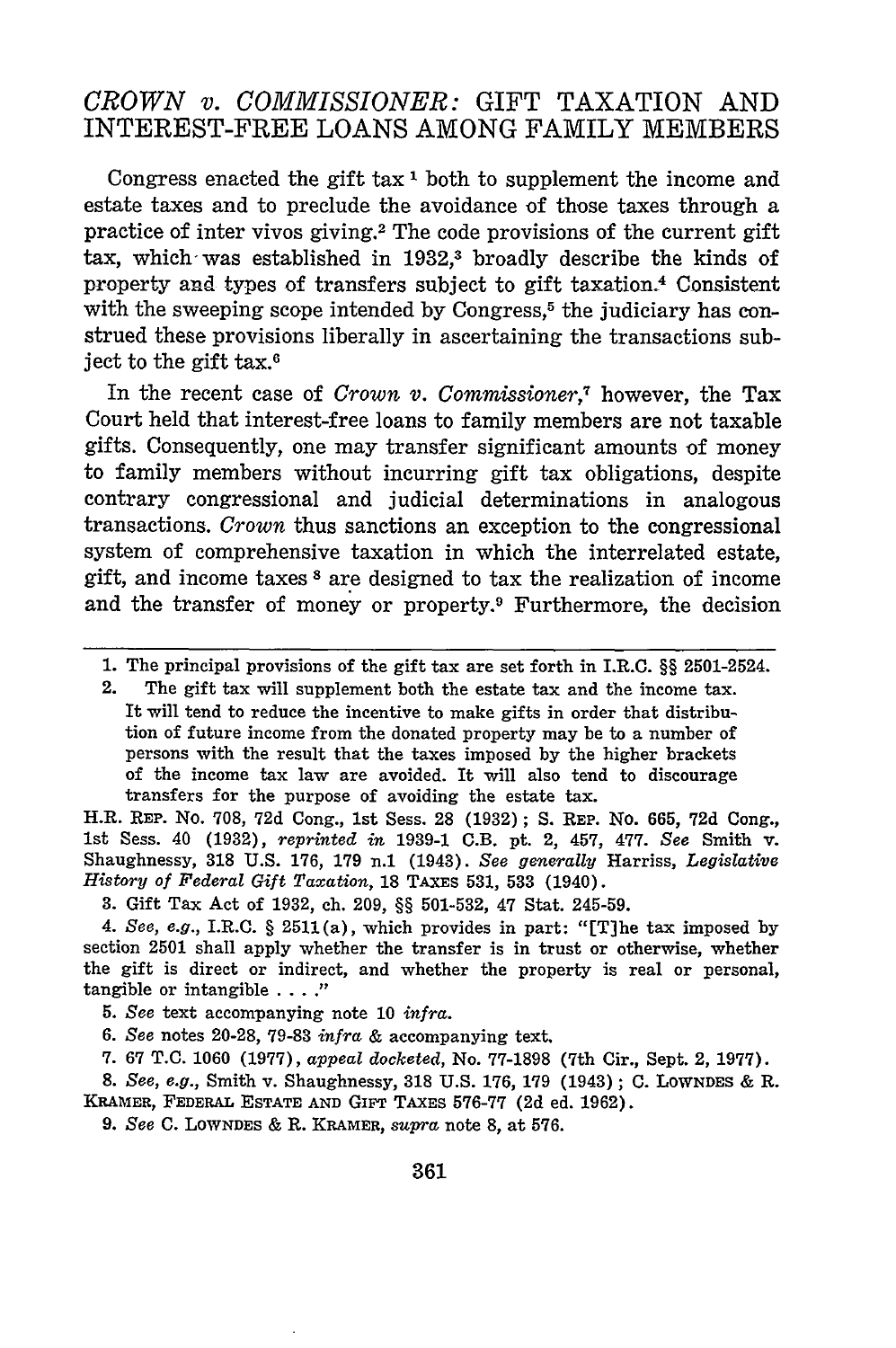# *CROWN v. COMMISSIONER*: GIFT TAXATION AND INTEREST-FREE LOANS AMONG FAMILY MEMBERS

Congress enacted the gift tax [1] both to supplement the income and estate taxes and to preclude the avoidance of those taxes through a practice of inter vivos giving.[2] The code provisions of the current gift tax, which was established in 1932,[3] broadly describe the kinds of property and types of transfers subject to gift taxation.[4] Consistent with the sweeping scope intended by Congress,[5] the judiciary has construed these provisions liberally in ascertaining the transactions subject to the gift tax.[6]

In the recent case of *Crown v. Commissioner*,[7] however, the Tax Court held that interest-free loans to family members are not taxable gifts. Consequently, one may transfer significant amounts of money to family members without incurring gift tax obligations, despite contrary congressional and judicial determinations in analogous transactions. *Crown* thus sanctions an exception to the congressional system of comprehensive taxation in which the interrelated estate, gift, and income taxes [8] are designed to tax the realization of income and the transfer of money or property.[9] Furthermore, the decision

---

1. The principal provisions of the gift tax are set forth in I.R.C. §§ 2501-2524.

2. The gift tax will supplement both the estate tax and the income tax. It will tend to reduce the incentive to make gifts in order that distribution of future income from the donated property may be to a number of persons with the result that the taxes imposed by the higher brackets of the income tax law are avoided. It will also tend to discourage transfers for the purpose of avoiding the estate tax.

H.R. REP. NO. 708, 72d Cong., 1st Sess. 28 (1932); S. REP. NO. 665, 72d Cong., 1st Sess. 40 (1932), *reprinted in* 1939-1 C.B. pt. 2, 457, 477. *See* Smith v. Shaughnessy, 318 U.S. 176, 179 n.1 (1943). *See generally* Harriss, *Legislative History of Federal Gift Taxation*, 18 TAXES 531, 533 (1940).

3. Gift Tax Act of 1932, ch. 209, §§ 501-532, 47 Stat. 245-59.

4. *See, e.g.*, I.R.C. § 2511(a), which provides in part: "[T]he tax imposed by section 2501 shall apply whether the transfer is in trust or otherwise, whether the gift is direct or indirect, and whether the property is real or personal, tangible or intangible . . . ."

5. *See* text accompanying note 10 *infra*.

6. *See* notes 20-28, 79-83 *infra* & accompanying text.

7. 67 T.C. 1060 (1977), *appeal docketed*, No. 77-1898 (7th Cir., Sept. 2, 1977).

8. *See, e.g.*, Smith v. Shaughnessy, 318 U.S. 176, 179 (1943); C. LOWNDES & R. KRAMER, FEDERAL ESTATE AND GIFT TAXES 576-77 (2d ed. 1962).

9. *See* C. LOWNDES & R. KRAMER, *supra* note 8, at 576.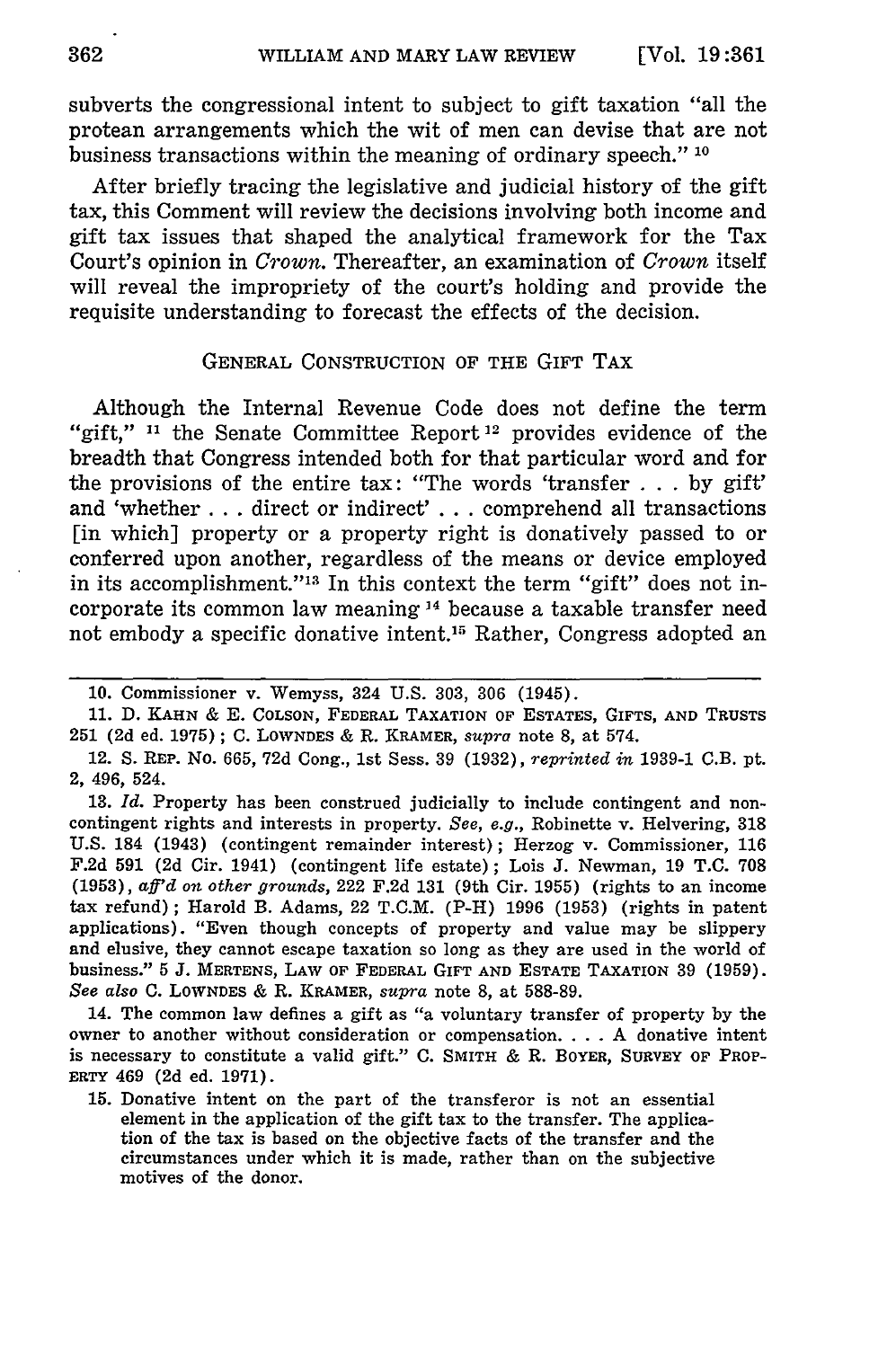subverts the congressional intent to subject to gift taxation "all the protean arrangements which the wit of men can devise that are not business transactions within the meaning of ordinary speech." [10]

After briefly tracing the legislative and judicial history of the gift tax, this Comment will review the decisions involving both income and gift tax issues that shaped the analytical framework for the Tax Court's opinion in *Crown*. Thereafter, an examination of *Crown* itself will reveal the impropriety of the court's holding and provide the requisite understanding to forecast the effects of the decision.

## GENERAL CONSTRUCTION OF THE GIFT TAX

Although the Internal Revenue Code does not define the term "gift," [11] the Senate Committee Report [12] provides evidence of the breadth that Congress intended both for that particular word and for the provisions of the entire tax: "The words 'transfer . . . by gift' and 'whether . . . direct or indirect' . . . comprehend all transactions [in which] property or a property right is donatively passed to or conferred upon another, regardless of the means or device employed in its accomplishment."[13] In this context the term "gift" does not incorporate its common law meaning [14] because a taxable transfer need not embody a specific donative intent.[15] Rather, Congress adopted an

---

10. Commissioner v. Wemyss, 324 U.S. 303, 306 (1945).

11. D. KAHN & E. COLSON, FEDERAL TAXATION OF ESTATES, GIFTS, AND TRUSTS 251 (2d ed. 1975); C. LOWNDES & R. KRAMER, *supra* note 8, at 574.

12. S. REP. NO. 665, 72d Cong., 1st Sess. 39 (1932), *reprinted in* 1939-1 C.B. pt. 2, 496, 524.

13. *Id.* Property has been construed judicially to include contingent and noncontingent rights and interests in property. *See, e.g.*, Robinette v. Helvering, 318 U.S. 184 (1943) (contingent remainder interest); Herzog v. Commissioner, 116 F.2d 591 (2d Cir. 1941) (contingent life estate); Lois J. Newman, 19 T.C. 708 (1953), *aff'd on other grounds*, 222 F.2d 131 (9th Cir. 1955) (rights to an income tax refund); Harold B. Adams, 22 T.C.M. (P-H) 1996 (1953) (rights in patent applications). "Even though concepts of property and value may be slippery and elusive, they cannot escape taxation so long as they are used in the world of business." 5 J. MERTENS, LAW OF FEDERAL GIFT AND ESTATE TAXATION 39 (1959). *See also* C. LOWNDES & R. KRAMER, *supra* note 8, at 588-89.

14. The common law defines a gift as "a voluntary transfer of property by the owner to another without consideration or compensation. . . . A donative intent is necessary to constitute a valid gift." C. SMITH & R. BOYER, SURVEY OF PROPERTY 469 (2d ed. 1971).

15. Donative intent on the part of the transferor is not an essential element in the application of the gift tax to the transfer. The application of the tax is based on the objective facts of the transfer and the circumstances under which it is made, rather than on the subjective motives of the donor.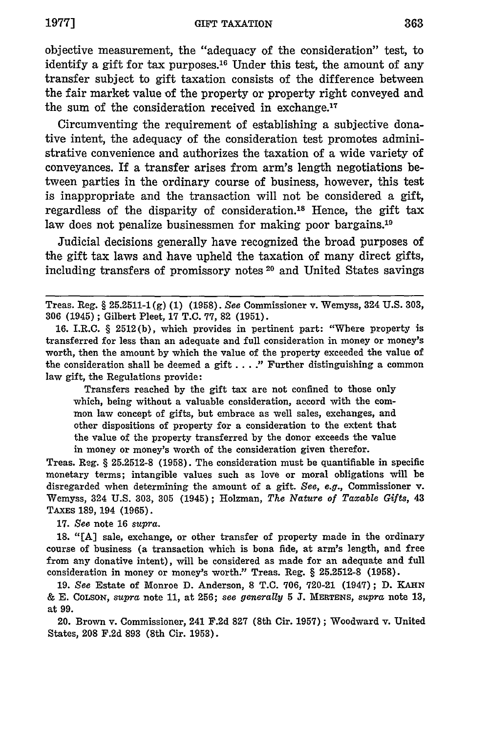objective measurement, the "adequacy of the consideration" test, to identify a gift for tax purposes.[16] Under this test, the amount of any transfer subject to gift taxation consists of the difference between the fair market value of the property or property right conveyed and the sum of the consideration received in exchange.[17]

Circumventing the requirement of establishing a subjective donative intent, the adequacy of the consideration test promotes administrative convenience and authorizes the taxation of a wide variety of conveyances. If a transfer arises from arm's length negotiations between parties in the ordinary course of business, however, this test is inappropriate and the transaction will not be considered a gift, regardless of the disparity of consideration.[18] Hence, the gift tax law does not penalize businessmen for making poor bargains.[19]

Judicial decisions generally have recognized the broad purposes of the gift tax laws and have upheld the taxation of many direct gifts, including transfers of promissory notes [20] and United States savings

---

Treas. Reg. § 25.2511-1(g)(1) (1958). *See* Commissioner v. Wemyss, 324 U.S. 303, 306 (1945); Gilbert Pleet, 17 T.C. 77, 82 (1951).

16. I.R.C. § 2512(b), which provides in pertinent part: "Where property is transferred for less than an adequate and full consideration in money or money's worth, then the amount by which the value of the property exceeded the value of the consideration shall be deemed a gift . . . ." Further distinguishing a common law gift, the Regulations provide:

> Transfers reached by the gift tax are not confined to those only which, being without a valuable consideration, accord with the common law concept of gifts, but embrace as well sales, exchanges, and other dispositions of property for a consideration to the extent that the value of the property transferred by the donor exceeds the value in money or money's worth of the consideration given therefor.

Treas. Reg. § 25.2512-8 (1958). The consideration must be quantifiable in specific monetary terms; intangible values such as love or moral obligations will be disregarded when determining the amount of a gift. *See, e.g.*, Commissioner v. Wemyss, 324 U.S. 303, 305 (1945); Holzman, *The Nature of Taxable Gifts*, 43 TAXES 189, 194 (1965).

17. *See* note 16 *supra*.

18. "[A] sale, exchange, or other transfer of property made in the ordinary course of business (a transaction which is bona fide, at arm's length, and free from any donative intent), will be considered as made for an adequate and full consideration in money or money's worth." Treas. Reg. § 25.2512-8 (1958).

19. *See* Estate of Monroe D. Anderson, 8 T.C. 706, 720-21 (1947); D. KAHN & E. COLSON, *supra* note 11, at 256; *see generally* 5 J. MERTENS, *supra* note 13, at 99.

20. Brown v. Commissioner, 241 F.2d 827 (8th Cir. 1957); Woodward v. United States, 208 F.2d 893 (8th Cir. 1953).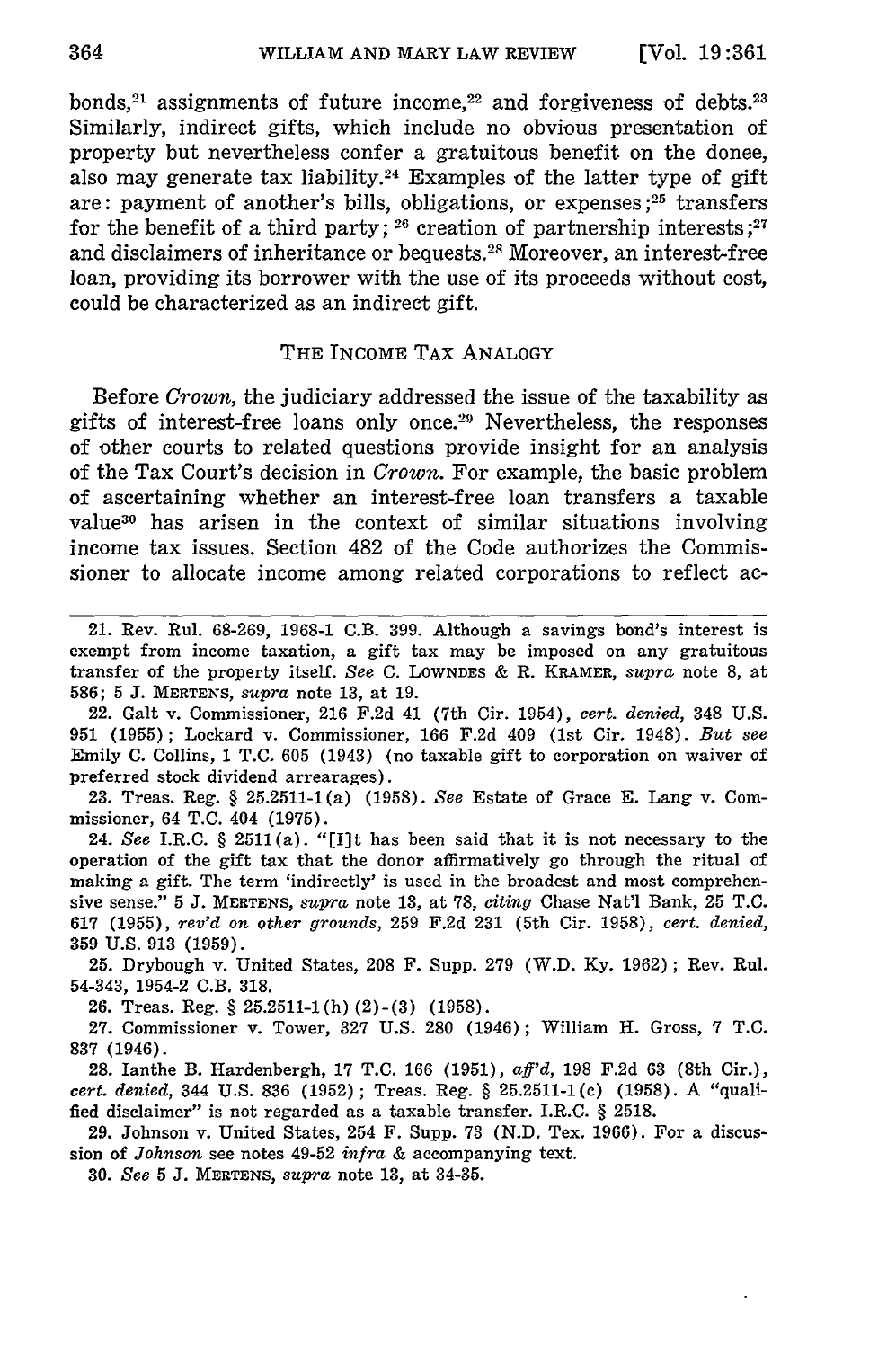bonds,[21] assignments of future income,[22] and forgiveness of debts.[23] Similarly, indirect gifts, which include no obvious presentation of property but nevertheless confer a gratuitous benefit on the donee, also may generate tax liability.[24] Examples of the latter type of gift are: payment of another's bills, obligations, or expenses;[25] transfers for the benefit of a third party;[26] creation of partnership interests;[27] and disclaimers of inheritance or bequests.[28] Moreover, an interest-free loan, providing its borrower with the use of its proceeds without cost, could be characterized as an indirect gift.

## THE INCOME TAX ANALOGY

Before *Crown*, the judiciary addressed the issue of the taxability as gifts of interest-free loans only once.[29] Nevertheless, the responses of other courts to related questions provide insight for an analysis of the Tax Court's decision in *Crown*. For example, the basic problem of ascertaining whether an interest-free loan transfers a taxable value[30] has arisen in the context of similar situations involving income tax issues. Section 482 of the Code authorizes the Commissioner to allocate income among related corporations to reflect ac-

---

21. Rev. Rul. 68-269, 1968-1 C.B. 399. Although a savings bond's interest is exempt from income taxation, a gift tax may be imposed on any gratuitous transfer of the property itself. *See* C. LOWNDES & R. KRAMER, *supra* note 8, at 586; 5 J. MERTENS, *supra* note 13, at 19.

22. Galt v. Commissioner, 216 F.2d 41 (7th Cir. 1954), *cert. denied*, 348 U.S. 951 (1955); Lockard v. Commissioner, 166 F.2d 409 (1st Cir. 1948). *But see* Emily C. Collins, 1 T.C. 605 (1943) (no taxable gift to corporation on waiver of preferred stock dividend arrearages).

23. Treas. Reg. § 25.2511-1(a) (1958). *See* Estate of Grace E. Lang v. Commissioner, 64 T.C. 404 (1975).

24. *See* I.R.C. § 2511(a). "[I]t has been said that it is not necessary to the operation of the gift tax that the donor affirmatively go through the ritual of making a gift. The term 'indirectly' is used in the broadest and most comprehensive sense." 5 J. MERTENS, *supra* note 13, at 78, *citing* Chase Nat'l Bank, 25 T.C. 617 (1955), *rev'd on other grounds*, 259 F.2d 231 (5th Cir. 1958), *cert. denied*, 359 U.S. 913 (1959).

25. Drybough v. United States, 208 F. Supp. 279 (W.D. Ky. 1962); Rev. Rul. 54-343, 1954-2 C.B. 318.

26. Treas. Reg. § 25.2511-1(h)(2)-(3) (1958).

27. Commissioner v. Tower, 327 U.S. 280 (1946); William H. Gross, 7 T.C. 837 (1946).

28. Ianthe B. Hardenbergh, 17 T.C. 166 (1951), *aff'd*, 198 F.2d 63 (8th Cir.), *cert. denied*, 344 U.S. 836 (1952); Treas. Reg. § 25.2511-1(c) (1958). A "qualified disclaimer" is not regarded as a taxable transfer. I.R.C. § 2518.

29. Johnson v. United States, 254 F. Supp. 73 (N.D. Tex. 1966). For a discussion of *Johnson* see notes 49-52 *infra* & accompanying text.

30. *See* 5 J. MERTENS, *supra* note 13, at 34-35.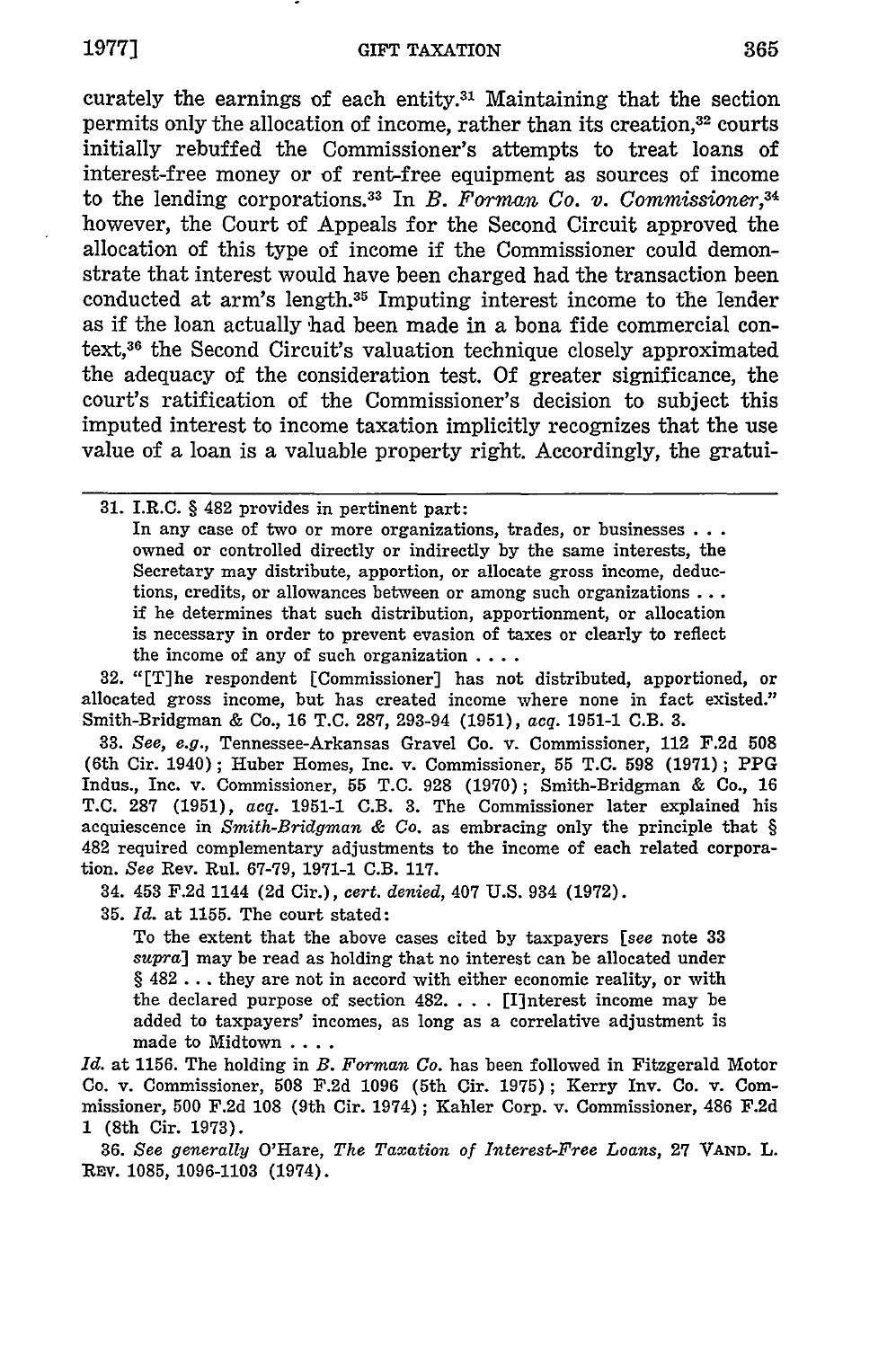curately the earnings of each entity.[31] Maintaining that the section permits only the allocation of income, rather than its creation,[32] courts initially rebuffed the Commissioner's attempts to treat loans of interest-free money or of rent-free equipment as sources of income to the lending corporations.[33] In *B. Forman Co. v. Commissioner*,[34] however, the Court of Appeals for the Second Circuit approved the allocation of this type of income if the Commissioner could demonstrate that interest would have been charged had the transaction been conducted at arm's length.[35] Imputing interest income to the lender as if the loan actually had been made in a bona fide commercial context,[36] the Second Circuit's valuation technique closely approximated the adequacy of the consideration test. Of greater significance, the court's ratification of the Commissioner's decision to subject this imputed interest to income taxation implicitly recognizes that the use value of a loan is a valuable property right. Accordingly, the gratui-

---

31. I.R.C. § 482 provides in pertinent part:

> In any case of two or more organizations, trades, or businesses . . . owned or controlled directly or indirectly by the same interests, the Secretary may distribute, apportion, or allocate gross income, deductions, credits, or allowances between or among such organizations . . . if he determines that such distribution, apportionment, or allocation is necessary in order to prevent evasion of taxes or clearly to reflect the income of any of such organization . . . .

32. "[T]he respondent [Commissioner] has not distributed, apportioned, or allocated gross income, but has created income where none in fact existed." Smith-Bridgman & Co., 16 T.C. 287, 293-94 (1951), *acq.* 1951-1 C.B. 3.

33. *See, e.g.*, Tennessee-Arkansas Gravel Co. v. Commissioner, 112 F.2d 508 (6th Cir. 1940); Huber Homes, Inc. v. Commissioner, 55 T.C. 598 (1971); PPG Indus., Inc. v. Commissioner, 55 T.C. 928 (1970); Smith-Bridgman & Co., 16 T.C. 287 (1951), *acq.* 1951-1 C.B. 3. The Commissioner later explained his acquiescence in *Smith-Bridgman & Co.* as embracing only the principle that § 482 required complementary adjustments to the income of each related corporation. *See* Rev. Rul. 67-79, 1971-1 C.B. 117.

34. 453 F.2d 1144 (2d Cir.), *cert. denied*, 407 U.S. 934 (1972).

35. *Id.* at 1155. The court stated:

> To the extent that the above cases cited by taxpayers [*see* note 33 *supra*] may be read as holding that no interest can be allocated under § 482 . . . they are not in accord with either economic reality, or with the declared purpose of section 482. . . . [I]nterest income may be added to taxpayers' incomes, as long as a correlative adjustment is made to Midtown . . . .

*Id.* at 1156. The holding in *B. Forman Co.* has been followed in Fitzgerald Motor Co. v. Commissioner, 508 F.2d 1096 (5th Cir. 1975); Kerry Inv. Co. v. Commissioner, 500 F.2d 108 (9th Cir. 1974); Kahler Corp. v. Commissioner, 486 F.2d 1 (8th Cir. 1973).

36. *See generally* O'Hare, *The Taxation of Interest-Free Loans*, 27 VAND. L. REV. 1085, 1096-1103 (1974).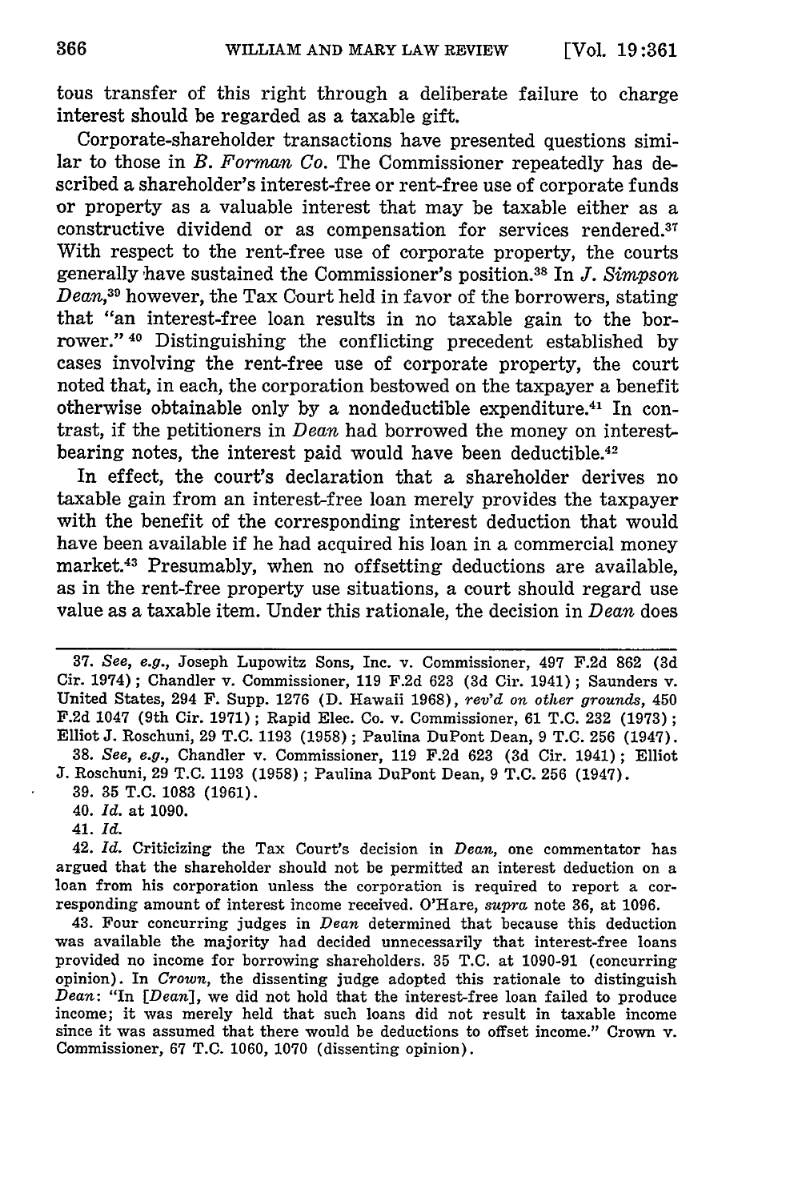tous transfer of this right through a deliberate failure to charge interest should be regarded as a taxable gift.

Corporate-shareholder transactions have presented questions similar to those in *B. Forman Co.* The Commissioner repeatedly has described a shareholder's interest-free or rent-free use of corporate funds or property as a valuable interest that may be taxable either as a constructive dividend or as compensation for services rendered.[37] With respect to the rent-free use of corporate property, the courts generally have sustained the Commissioner's position.[38] In *J. Simpson Dean*,[39] however, the Tax Court held in favor of the borrowers, stating that "an interest-free loan results in no taxable gain to the borrower." [40] Distinguishing the conflicting precedent established by cases involving the rent-free use of corporate property, the court noted that, in each, the corporation bestowed on the taxpayer a benefit otherwise obtainable only by a nondeductible expenditure.[41] In contrast, if the petitioners in *Dean* had borrowed the money on interest-bearing notes, the interest paid would have been deductible.[42]

In effect, the court's declaration that a shareholder derives no taxable gain from an interest-free loan merely provides the taxpayer with the benefit of the corresponding interest deduction that would have been available if he had acquired his loan in a commercial money market.[43] Presumably, when no offsetting deductions are available, as in the rent-free property use situations, a court should regard use value as a taxable item. Under this rationale, the decision in *Dean* does

---

37. *See, e.g.*, Joseph Lupowitz Sons, Inc. v. Commissioner, 497 F.2d 862 (3d Cir. 1974); Chandler v. Commissioner, 119 F.2d 623 (3d Cir. 1941); Saunders v. United States, 294 F. Supp. 1276 (D. Hawaii 1968), *rev'd on other grounds*, 450 F.2d 1047 (9th Cir. 1971); Rapid Elec. Co. v. Commissioner, 61 T.C. 232 (1973); Elliot J. Roschuni, 29 T.C. 1193 (1958); Paulina DuPont Dean, 9 T.C. 256 (1947).

38. *See, e.g.*, Chandler v. Commissioner, 119 F.2d 623 (3d Cir. 1941); Elliot J. Roschuni, 29 T.C. 1193 (1958); Paulina DuPont Dean, 9 T.C. 256 (1947).

39. 35 T.C. 1083 (1961).

40. *Id.* at 1090.

41. *Id.*

42. *Id.* Criticizing the Tax Court's decision in *Dean*, one commentator has argued that the shareholder should not be permitted an interest deduction on a loan from his corporation unless the corporation is required to report a corresponding amount of interest income received. O'Hare, *supra* note 36, at 1096.

43. Four concurring judges in *Dean* determined that because this deduction was available the majority had decided unnecessarily that interest-free loans provided no income for borrowing shareholders. 35 T.C. at 1090-91 (concurring opinion). In *Crown*, the dissenting judge adopted this rationale to distinguish *Dean*: "In [*Dean*], we did not hold that the interest-free loan failed to produce income; it was merely held that such loans did not result in taxable income since it was assumed that there would be deductions to offset income." Crown v. Commissioner, 67 T.C. 1060, 1070 (dissenting opinion).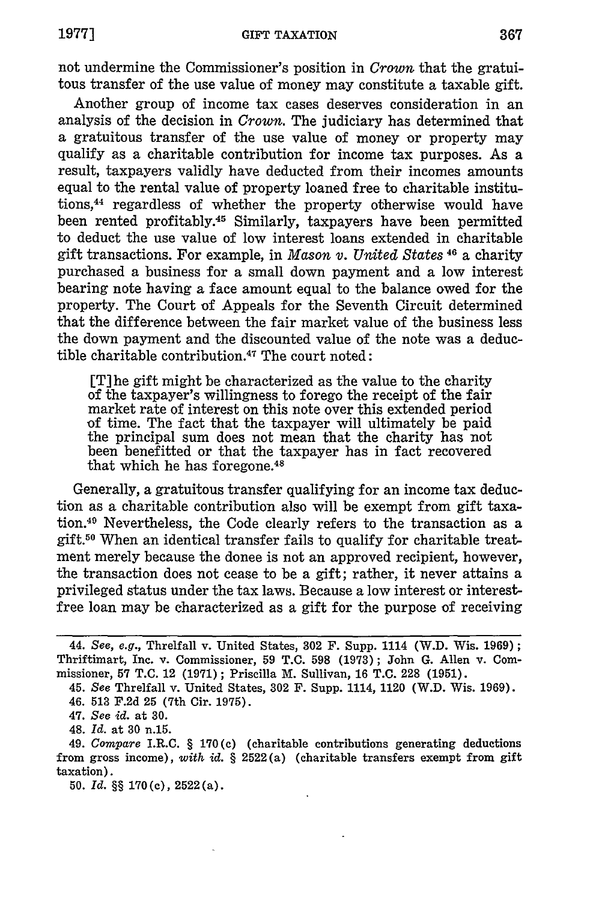not undermine the Commissioner's position in *Crown* that the gratuitous transfer of the use value of money may constitute a taxable gift.

Another group of income tax cases deserves consideration in an analysis of the decision in *Crown*. The judiciary has determined that a gratuitous transfer of the use value of money or property may qualify as a charitable contribution for income tax purposes. As a result, taxpayers validly have deducted from their incomes amounts equal to the rental value of property loaned free to charitable institutions,[44] regardless of whether the property otherwise would have been rented profitably.[45] Similarly, taxpayers have been permitted to deduct the use value of low interest loans extended in charitable gift transactions. For example, in *Mason v. United States* [46] a charity purchased a business for a small down payment and a low interest bearing note having a face amount equal to the balance owed for the property. The Court of Appeals for the Seventh Circuit determined that the difference between the fair market value of the business less the down payment and the discounted value of the note was a deductible charitable contribution.[47] The court noted:

> [T]he gift might be characterized as the value to the charity of the taxpayer's willingness to forego the receipt of the fair market rate of interest on this note over this extended period of time. The fact that the taxpayer will ultimately be paid the principal sum does not mean that the charity has not been benefitted or that the taxpayer has in fact recovered that which he has foregone.[48]

Generally, a gratuitous transfer qualifying for an income tax deduction as a charitable contribution also will be exempt from gift taxation.[49] Nevertheless, the Code clearly refers to the transaction as a gift.[50] When an identical transfer fails to qualify for charitable treatment merely because the donee is not an approved recipient, however, the transaction does not cease to be a gift; rather, it never attains a privileged status under the tax laws. Because a low interest or interest-free loan may be characterized as a gift for the purpose of receiving

---

44. *See, e.g.,* Threlfall v. United States, 302 F. Supp. 1114 (W.D. Wis. 1969); Thriftimart, Inc. v. Commissioner, 59 T.C. 598 (1973); John G. Allen v. Commissioner, 57 T.C. 12 (1971); Priscilla M. Sullivan, 16 T.C. 228 (1951).

45. *See* Threlfall v. United States, 302 F. Supp. 1114, 1120 (W.D. Wis. 1969).

46. 513 F.2d 25 (7th Cir. 1975).

47. *See id.* at 30.

48. *Id.* at 30 n.15.

49. *Compare* I.R.C. § 170(c) (charitable contributions generating deductions from gross income), *with id.* § 2522(a) (charitable transfers exempt from gift taxation).

50. *Id.* §§ 170(c), 2522(a).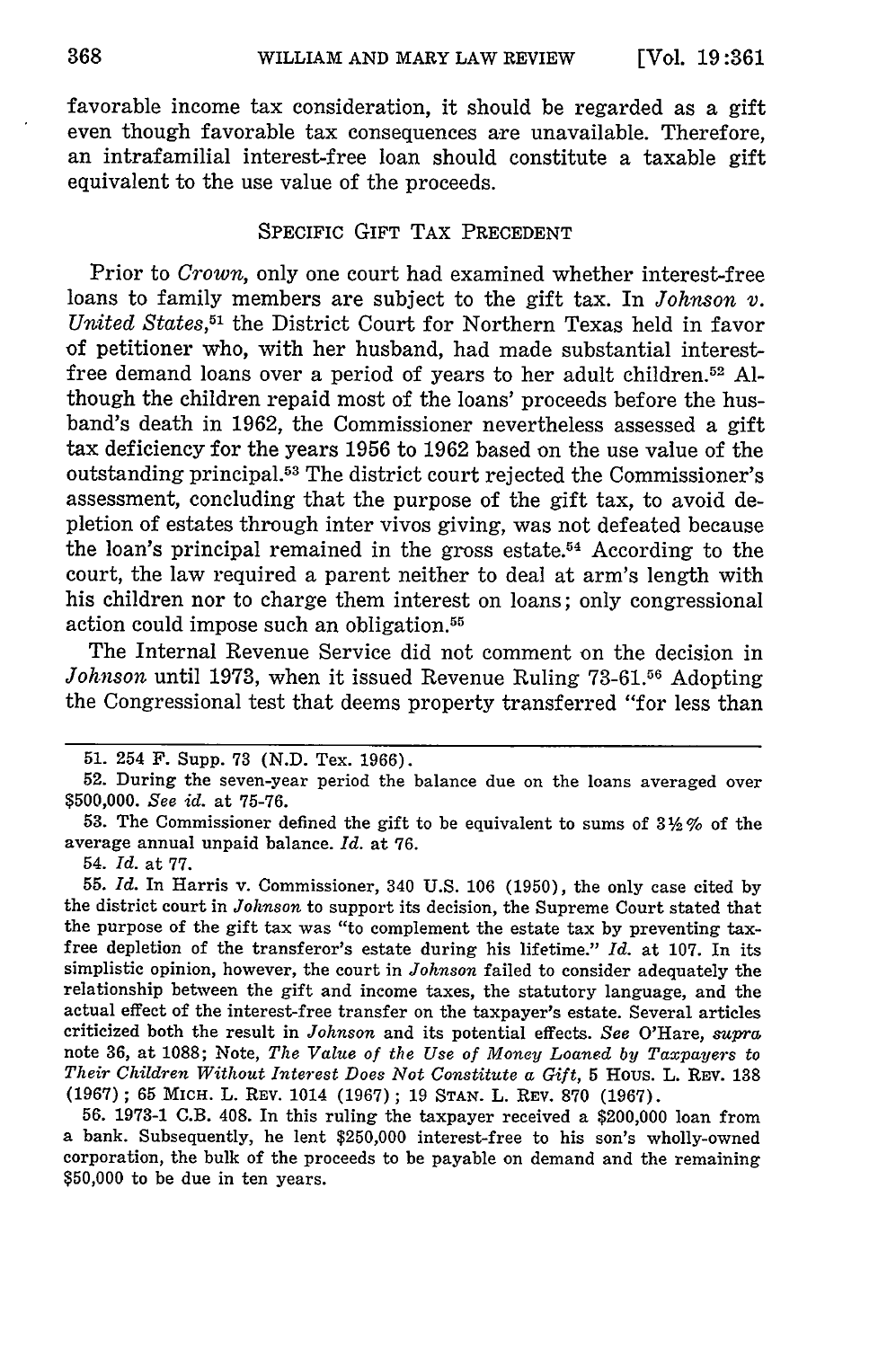favorable income tax consideration, it should be regarded as a gift even though favorable tax consequences are unavailable. Therefore, an intrafamilial interest-free loan should constitute a taxable gift equivalent to the use value of the proceeds.

## SPECIFIC GIFT TAX PRECEDENT

Prior to *Crown*, only one court had examined whether interest-free loans to family members are subject to the gift tax. In *Johnson v. United States*,[51] the District Court for Northern Texas held in favor of petitioner who, with her husband, had made substantial interest-free demand loans over a period of years to her adult children.[52] Although the children repaid most of the loans' proceeds before the husband's death in 1962, the Commissioner nevertheless assessed a gift tax deficiency for the years 1956 to 1962 based on the use value of the outstanding principal.[53] The district court rejected the Commissioner's assessment, concluding that the purpose of the gift tax, to avoid depletion of estates through inter vivos giving, was not defeated because the loan's principal remained in the gross estate.[54] According to the court, the law required a parent neither to deal at arm's length with his children nor to charge them interest on loans; only congressional action could impose such an obligation.[55]

The Internal Revenue Service did not comment on the decision in *Johnson* until 1973, when it issued Revenue Ruling 73-61.[56] Adopting the Congressional test that deems property transferred "for less than

---

51. 254 F. Supp. 73 (N.D. Tex. 1966).

52. During the seven-year period the balance due on the loans averaged over $500,000. *See id.* at 75-76.

53. The Commissioner defined the gift to be equivalent to sums of 3½% of the average annual unpaid balance. *Id.* at 76.

54. *Id.* at 77.

55. *Id.* In Harris v. Commissioner, 340 U.S. 106 (1950), the only case cited by the district court in *Johnson* to support its decision, the Supreme Court stated that the purpose of the gift tax was "to complement the estate tax by preventing tax-free depletion of the transferor's estate during his lifetime." *Id.* at 107. In its simplistic opinion, however, the court in *Johnson* failed to consider adequately the relationship between the gift and income taxes, the statutory language, and the actual effect of the interest-free transfer on the taxpayer's estate. Several articles criticized both the result in *Johnson* and its potential effects. *See* O'Hare, *supra* note 36, at 1088; Note, *The Value of the Use of Money Loaned by Taxpayers to Their Children Without Interest Does Not Constitute a Gift*, 5 HOUS. L. REV. 138 (1967); 65 MICH. L. REV. 1014 (1967); 19 STAN. L. REV. 870 (1967).

56. 1973-1 C.B. 408. In this ruling the taxpayer received a $200,000 loan from a bank. Subsequently, he lent $250,000 interest-free to his son's wholly-owned corporation, the bulk of the proceeds to be payable on demand and the remaining $50,000 to be due in ten years.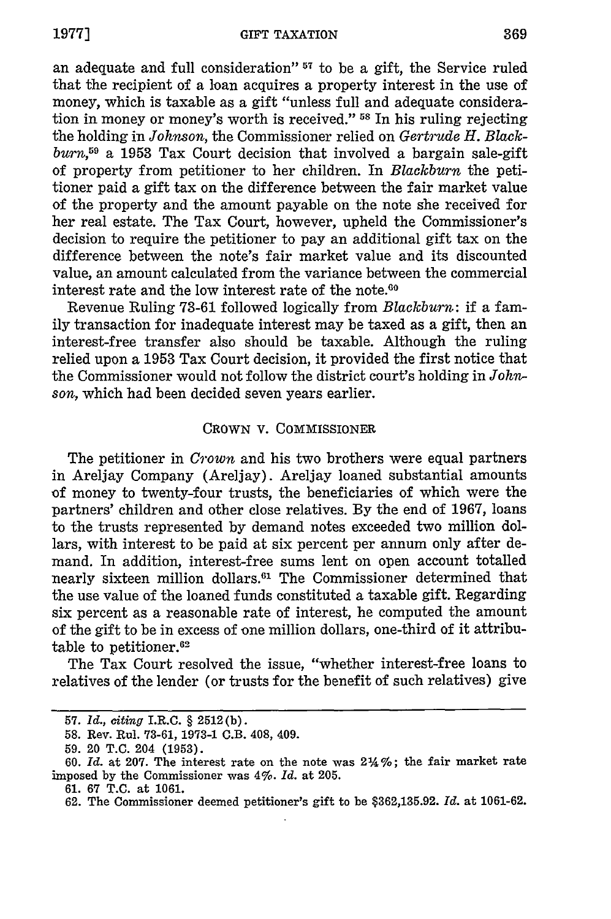an adequate and full consideration" [57] to be a gift, the Service ruled that the recipient of a loan acquires a property interest in the use of money, which is taxable as a gift "unless full and adequate consideration in money or money's worth is received." [58] In his ruling rejecting the holding in *Johnson*, the Commissioner relied on *Gertrude H. Blackburn*,[59] a 1953 Tax Court decision that involved a bargain sale-gift of property from petitioner to her children. In *Blackburn* the petitioner paid a gift tax on the difference between the fair market value of the property and the amount payable on the note she received for her real estate. The Tax Court, however, upheld the Commissioner's decision to require the petitioner to pay an additional gift tax on the difference between the note's fair market value and its discounted value, an amount calculated from the variance between the commercial interest rate and the low interest rate of the note.[60]

Revenue Ruling 73-61 followed logically from *Blackburn*: if a family transaction for inadequate interest may be taxed as a gift, then an interest-free transfer also should be taxable. Although the ruling relied upon a 1953 Tax Court decision, it provided the first notice that the Commissioner would not follow the district court's holding in *Johnson*, which had been decided seven years earlier.

## CROWN V. COMMISSIONER

The petitioner in *Crown* and his two brothers were equal partners in Areljay Company (Areljay). Areljay loaned substantial amounts of money to twenty-four trusts, the beneficiaries of which were the partners' children and other close relatives. By the end of 1967, loans to the trusts represented by demand notes exceeded two million dollars, with interest to be paid at six percent per annum only after demand. In addition, interest-free sums lent on open account totalled nearly sixteen million dollars.[61] The Commissioner determined that the use value of the loaned funds constituted a taxable gift. Regarding six percent as a reasonable rate of interest, he computed the amount of the gift to be in excess of one million dollars, one-third of it attributable to petitioner.[62]

The Tax Court resolved the issue, "whether interest-free loans to relatives of the lender (or trusts for the benefit of such relatives) give

---

57. *Id.*, *citing* I.R.C. § 2512(b).

58. Rev. Rul. 73-61, 1973-1 C.B. 408, 409.

59. 20 T.C. 204 (1953).

60. *Id.* at 207. The interest rate on the note was 2¼%; the fair market rate imposed by the Commissioner was 4%. *Id.* at 205.

61. 67 T.C. at 1061.

62. The Commissioner deemed petitioner's gift to be $362,135.92. *Id.* at 1061-62.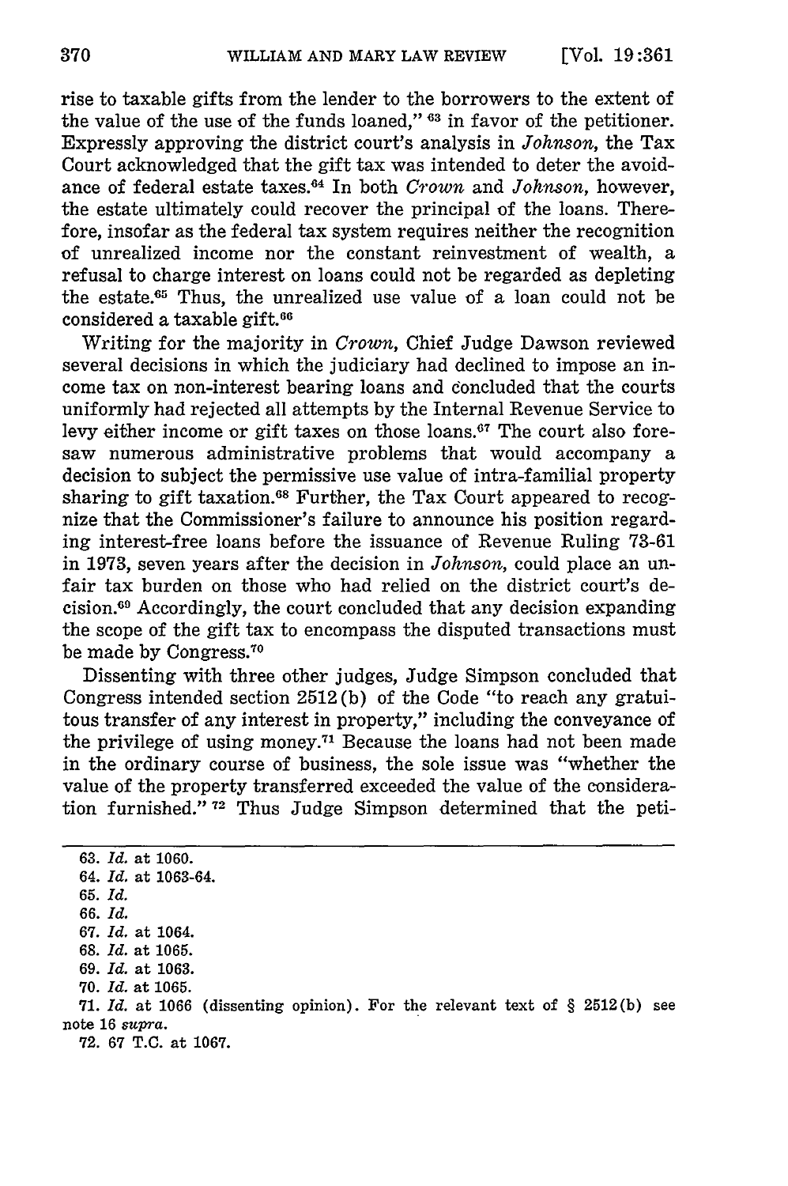rise to taxable gifts from the lender to the borrowers to the extent of the value of the use of the funds loaned,"[63] in favor of the petitioner. Expressly approving the district court's analysis in *Johnson*, the Tax Court acknowledged that the gift tax was intended to deter the avoidance of federal estate taxes.[64] In both *Crown* and *Johnson*, however, the estate ultimately could recover the principal of the loans. Therefore, insofar as the federal tax system requires neither the recognition of unrealized income nor the constant reinvestment of wealth, a refusal to charge interest on loans could not be regarded as depleting the estate.[65] Thus, the unrealized use value of a loan could not be considered a taxable gift.[66]

Writing for the majority in *Crown*, Chief Judge Dawson reviewed several decisions in which the judiciary had declined to impose an income tax on non-interest bearing loans and concluded that the courts uniformly had rejected all attempts by the Internal Revenue Service to levy either income or gift taxes on those loans.[67] The court also foresaw numerous administrative problems that would accompany a decision to subject the permissive use value of intra-familial property sharing to gift taxation.[68] Further, the Tax Court appeared to recognize that the Commissioner's failure to announce his position regarding interest-free loans before the issuance of Revenue Ruling 73-61 in 1973, seven years after the decision in *Johnson*, could place an unfair tax burden on those who had relied on the district court's decision.[69] Accordingly, the court concluded that any decision expanding the scope of the gift tax to encompass the disputed transactions must be made by Congress.[70]

Dissenting with three other judges, Judge Simpson concluded that Congress intended section 2512(b) of the Code "to reach any gratuitous transfer of any interest in property," including the conveyance of the privilege of using money.[71] Because the loans had not been made in the ordinary course of business, the sole issue was "whether the value of the property transferred exceeded the value of the consideration furnished."[72] Thus Judge Simpson determined that the peti-

---

63. *Id.* at 1060.
64. *Id.* at 1063-64.
65. *Id.*
66. *Id.*
67. *Id.* at 1064.
68. *Id.* at 1065.
69. *Id.* at 1063.
70. *Id.* at 1065.
71. *Id.* at 1066 (dissenting opinion). For the relevant text of § 2512(b) see note 16 *supra*.
72. 67 T.C. at 1067.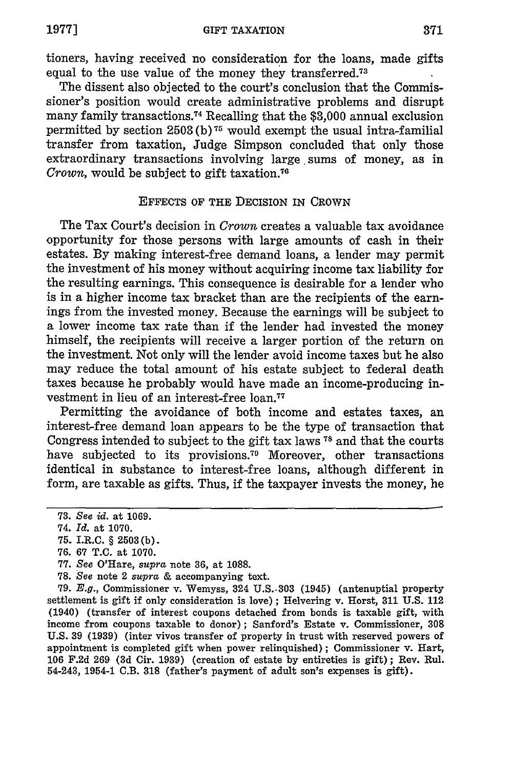tioners, having received no consideration for the loans, made gifts equal to the use value of the money they transferred.[73]

The dissent also objected to the court's conclusion that the Commissioner's position would create administrative problems and disrupt many family transactions.[74] Recalling that the $3,000 annual exclusion permitted by section 2503(b)[75] would exempt the usual intra-familial transfer from taxation, Judge Simpson concluded that only those extraordinary transactions involving large sums of money, as in *Crown*, would be subject to gift taxation.[76]

## EFFECTS OF THE DECISION IN CROWN

The Tax Court's decision in *Crown* creates a valuable tax avoidance opportunity for those persons with large amounts of cash in their estates. By making interest-free demand loans, a lender may permit the investment of his money without acquiring income tax liability for the resulting earnings. This consequence is desirable for a lender who is in a higher income tax bracket than are the recipients of the earnings from the invested money. Because the earnings will be subject to a lower income tax rate than if the lender had invested the money himself, the recipients will receive a larger portion of the return on the investment. Not only will the lender avoid income taxes but he also may reduce the total amount of his estate subject to federal death taxes because he probably would have made an income-producing investment in lieu of an interest-free loan.[77]

Permitting the avoidance of both income and estates taxes, an interest-free demand loan appears to be the type of transaction that Congress intended to subject to the gift tax laws[78] and that the courts have subjected to its provisions.[79] Moreover, other transactions identical in substance to interest-free loans, although different in form, are taxable as gifts. Thus, if the taxpayer invests the money, he

---

73. *See id.* at 1069.

74. *Id.* at 1070.

75. I.R.C. § 2503(b).

76. 67 T.C. at 1070.

77. *See* O'Hare, *supra* note 36, at 1088.

78. *See* note 2 *supra* & accompanying text.

79. *E.g.*, Commissioner v. Wemyss, 324 U.S. 303 (1945) (antenuptial property settlement is gift if only consideration is love); Helvering v. Horst, 311 U.S. 112 (1940) (transfer of interest coupons detached from bonds is taxable gift, with income from coupons taxable to donor); Sanford's Estate v. Commissioner, 308 U.S. 39 (1939) (inter vivos transfer of property in trust with reserved powers of appointment is completed gift when power relinquished); Commissioner v. Hart, 106 F.2d 269 (3d Cir. 1939) (creation of estate by entireties is gift); Rev. Rul. 54-243, 1954-1 C.B. 318 (father's payment of adult son's expenses is gift).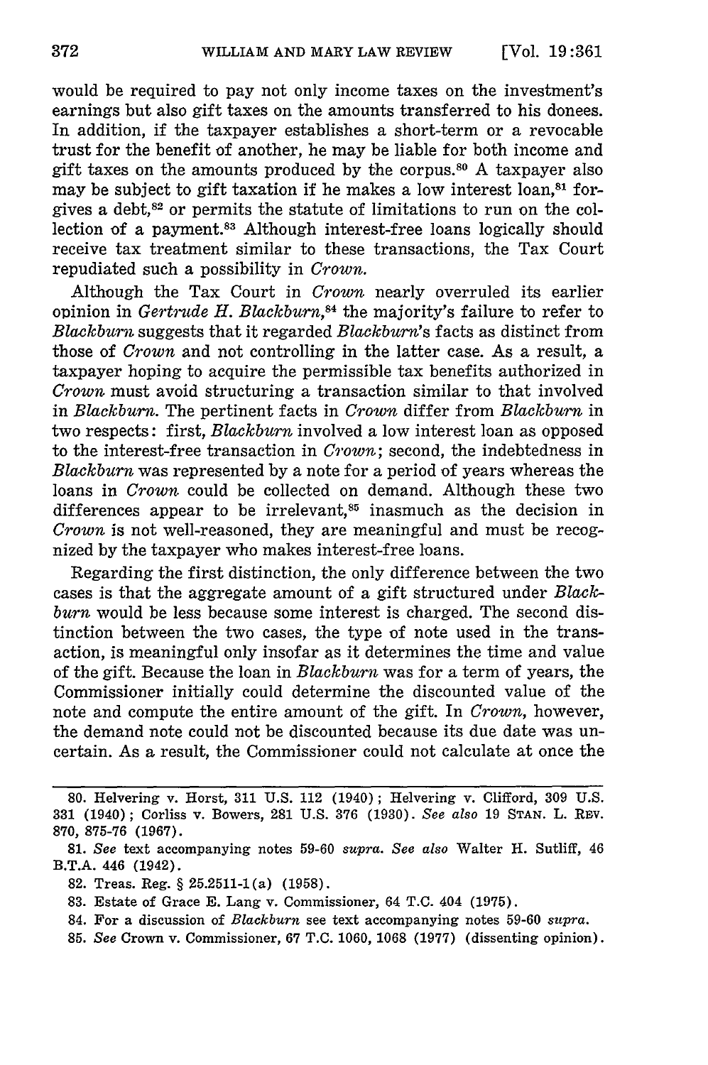would be required to pay not only income taxes on the investment's earnings but also gift taxes on the amounts transferred to his donees. In addition, if the taxpayer establishes a short-term or a revocable trust for the benefit of another, he may be liable for both income and gift taxes on the amounts produced by the corpus.[80] A taxpayer also may be subject to gift taxation if he makes a low interest loan,[81] forgives a debt,[82] or permits the statute of limitations to run on the collection of a payment.[83] Although interest-free loans logically should receive tax treatment similar to these transactions, the Tax Court repudiated such a possibility in *Crown.*

Although the Tax Court in *Crown* nearly overruled its earlier opinion in *Gertrude H. Blackburn*,[84] the majority's failure to refer to *Blackburn* suggests that it regarded *Blackburn's* facts as distinct from those of *Crown* and not controlling in the latter case. As a result, a taxpayer hoping to acquire the permissible tax benefits authorized in *Crown* must avoid structuring a transaction similar to that involved in *Blackburn.* The pertinent facts in *Crown* differ from *Blackburn* in two respects: first, *Blackburn* involved a low interest loan as opposed to the interest-free transaction in *Crown*; second, the indebtedness in *Blackburn* was represented by a note for a period of years whereas the loans in *Crown* could be collected on demand. Although these two differences appear to be irrelevant,[85] inasmuch as the decision in *Crown* is not well-reasoned, they are meaningful and must be recognized by the taxpayer who makes interest-free loans.

Regarding the first distinction, the only difference between the two cases is that the aggregate amount of a gift structured under *Blackburn* would be less because some interest is charged. The second distinction between the two cases, the type of note used in the transaction, is meaningful only insofar as it determines the time and value of the gift. Because the loan in *Blackburn* was for a term of years, the Commissioner initially could determine the discounted value of the note and compute the entire amount of the gift. In *Crown*, however, the demand note could not be discounted because its due date was uncertain. As a result, the Commissioner could not calculate at once the

---

80. Helvering v. Horst, 311 U.S. 112 (1940); Helvering v. Clifford, 309 U.S. 331 (1940); Corliss v. Bowers, 281 U.S. 376 (1930). *See also* 19 STAN. L. REV. 870, 875-76 (1967).

81. *See* text accompanying notes 59-60 *supra*. *See also* Walter H. Sutliff, 46 B.T.A. 446 (1942).

82. Treas. Reg. § 25.2511-1(a) (1958).

83. Estate of Grace E. Lang v. Commissioner, 64 T.C. 404 (1975).

84. For a discussion of *Blackburn* see text accompanying notes 59-60 *supra*.

85. *See* Crown v. Commissioner, 67 T.C. 1060, 1068 (1977) (dissenting opinion).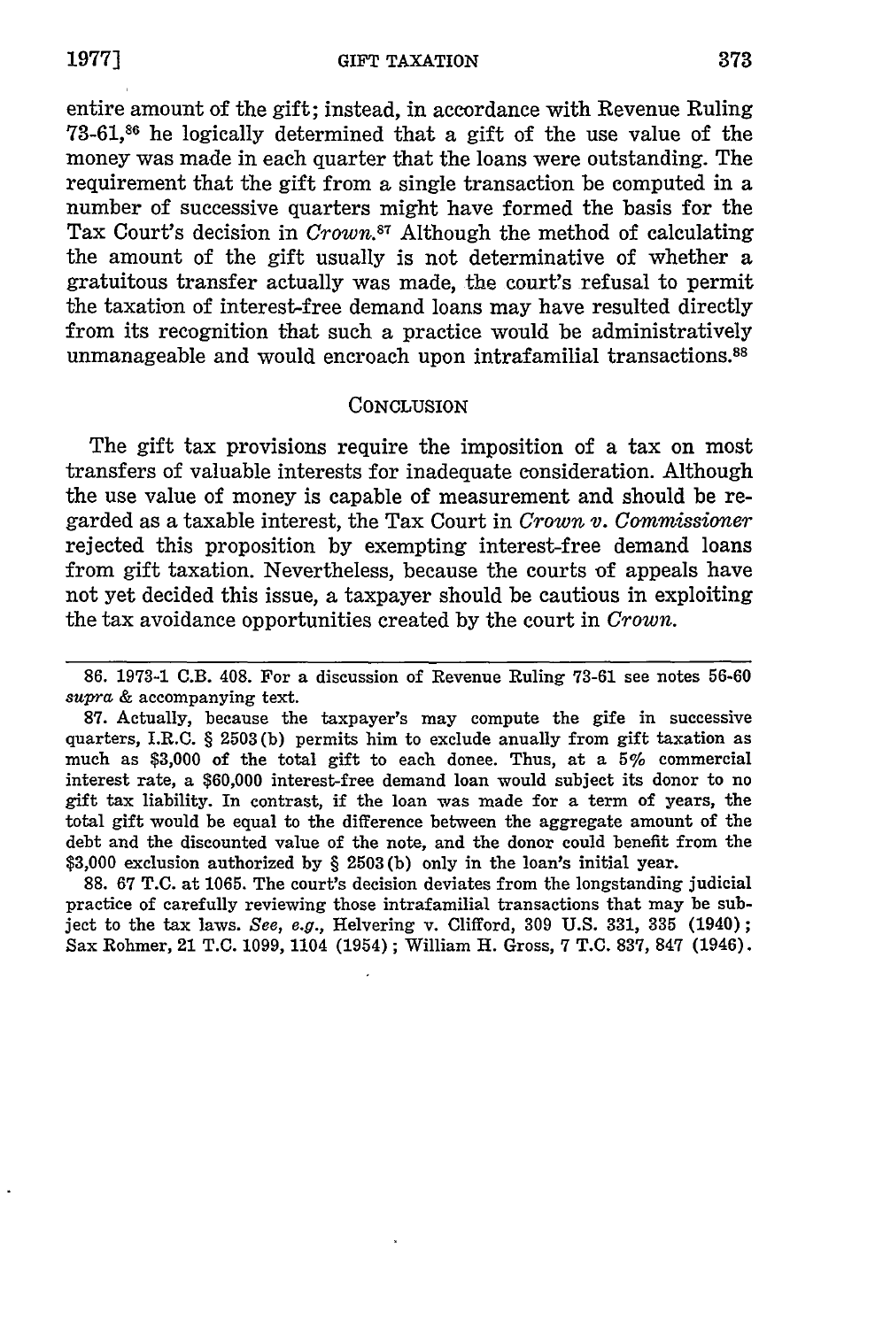entire amount of the gift; instead, in accordance with Revenue Ruling 73-61,[86] he logically determined that a gift of the use value of the money was made in each quarter that the loans were outstanding. The requirement that the gift from a single transaction be computed in a number of successive quarters might have formed the basis for the Tax Court's decision in *Crown*.[87] Although the method of calculating the amount of the gift usually is not determinative of whether a gratuitous transfer actually was made, the court's refusal to permit the taxation of interest-free demand loans may have resulted directly from its recognition that such a practice would be administratively unmanageable and would encroach upon intrafamilial transactions.[88]

## CONCLUSION

The gift tax provisions require the imposition of a tax on most transfers of valuable interests for inadequate consideration. Although the use value of money is capable of measurement and should be regarded as a taxable interest, the Tax Court in *Crown v. Commissioner* rejected this proposition by exempting interest-free demand loans from gift taxation. Nevertheless, because the courts of appeals have not yet decided this issue, a taxpayer should be cautious in exploiting the tax avoidance opportunities created by the court in *Crown*.

---

86. 1973-1 C.B. 408. For a discussion of Revenue Ruling 73-61 see notes 56-60 *supra* & accompanying text.

87. Actually, because the taxpayer's may compute the gife in successive quarters, I.R.C. § 2503(b) permits him to exclude anually from gift taxation as much as $3,000 of the total gift to each donee. Thus, at a 5% commercial interest rate, a $60,000 interest-free demand loan would subject its donor to no gift tax liability. In contrast, if the loan was made for a term of years, the total gift would be equal to the difference between the aggregate amount of the debt and the discounted value of the note, and the donor could benefit from the $3,000 exclusion authorized by § 2503(b) only in the loan's initial year.

88. 67 T.C. at 1065. The court's decision deviates from the longstanding judicial practice of carefully reviewing those intrafamilial transactions that may be subject to the tax laws. *See, e.g.*, Helvering v. Clifford, 309 U.S. 331, 335 (1940); Sax Rohmer, 21 T.C. 1099, 1104 (1954); William H. Gross, 7 T.C. 837, 847 (1946).